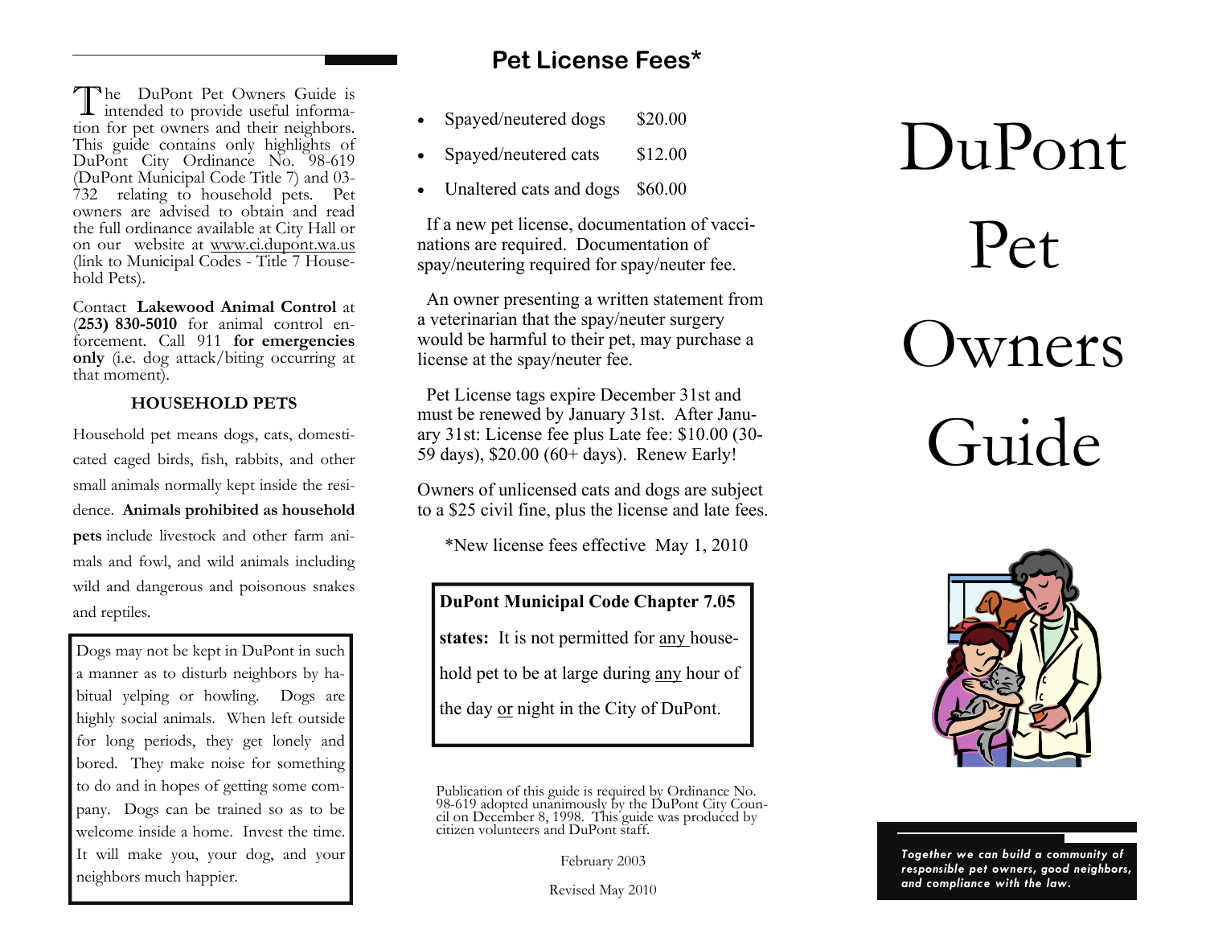The DuPont Pet Owners Guide is intended to provide useful information for pet owners and their neighbors. This guide contains only highlights of DuPont City Ordinance No. 98-619 (DuPont Municipal Code Title 7) and 03-732 relating to household pets. Pet owners are advised to obtain and read the full ordinance available at City Hall or on our website at www.ci.dupont.wa.us (link to Municipal Codes - Title 7 Household Pets).

Contact **Lakewood Animal Control** at (**253) 830-5010** for animal control enforcement. Call 911 **for emergencies only** (i.e. dog attack/biting occurring at that moment).

### HOUSEHOLD PETS

Household pet means dogs, cats, domesticated caged birds, fish, rabbits, and other small animals normally kept inside the residence. **Animals prohibited as household pets** include livestock and other farm animals and fowl, and wild animals including wild and dangerous and poisonous snakes and reptiles.

Dogs may not be kept in DuPont in such a manner as to disturb neighbors by habitual yelping or howling. Dogs are highly social animals. When left outside for long periods, they get lonely and bored. They make noise for something to do and in hopes of getting some company. Dogs can be trained so as to be welcome inside a home. Invest the time. It will make you, your dog, and your neighbors much happier.

## Pet License Fees*

- Spayed/neutered dogs $20.00
- Spayed/neutered cats $12.00
- Unaltered cats and dogs $60.00

If a new pet license, documentation of vaccinations are required. Documentation of spay/neutering required for spay/neuter fee.

An owner presenting a written statement from a veterinarian that the spay/neuter surgery would be harmful to their pet, may purchase a license at the spay/neuter fee.

Pet License tags expire December 31st and must be renewed by January 31st. After January 31st: License fee plus Late fee: $10.00 (30-59 days), $20.00 (60+ days). Renew Early!

Owners of unlicensed cats and dogs are subject to a $25 civil fine, plus the license and late fees.

*New license fees effective May 1, 2010

**DuPont Municipal Code Chapter 7.05 states:** It is not permitted for any household pet to be at large during any hour of the day or night in the City of DuPont.

Publication of this guide is required by Ordinance No. 98-619 adopted unanimously by the DuPont City Council on December 8, 1998. This guide was produced by citizen volunteers and DuPont staff.

February 2003

Revised May 2010

# DuPont Pet Owners Guide

***Together we can build a community of responsible pet owners, good neighbors, and compliance with the law.***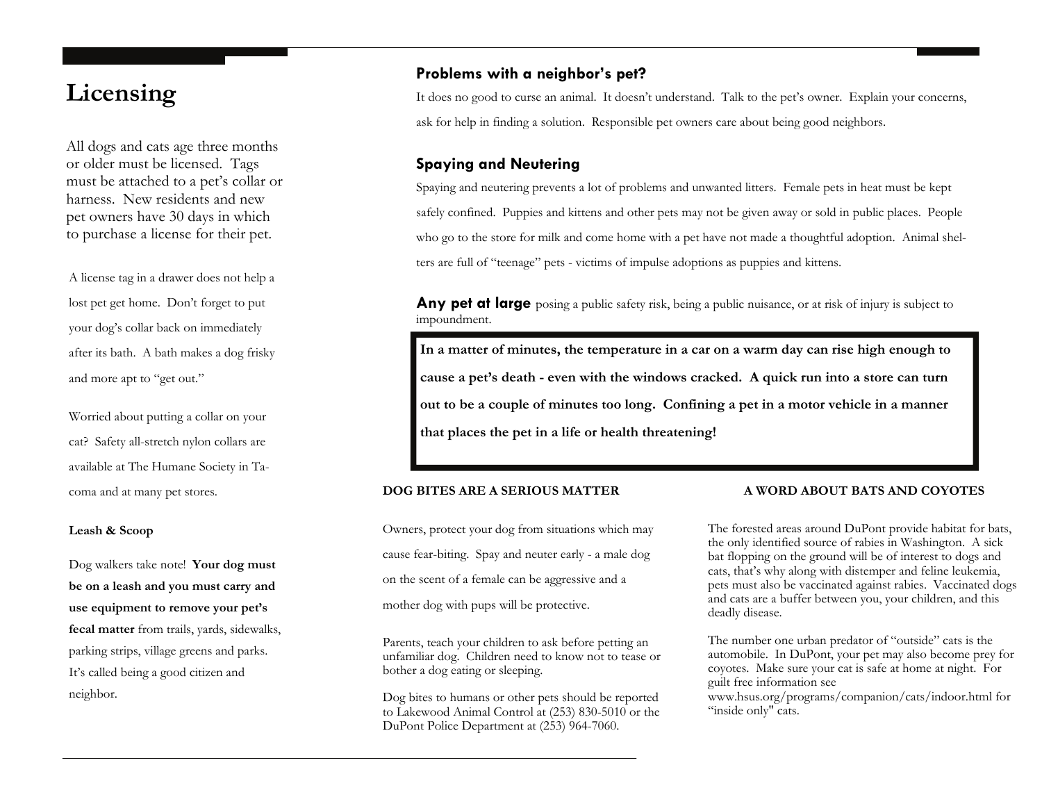# Licensing

All dogs and cats age three months or older must be licensed. Tags must be attached to a pet's collar or harness. New residents and new pet owners have 30 days in which to purchase a license for their pet.

A license tag in a drawer does not help a lost pet get home. Don't forget to put your dog's collar back on immediately after its bath. A bath makes a dog frisky and more apt to "get out."

Worried about putting a collar on your cat? Safety all-stretch nylon collars are available at The Humane Society in Tacoma and at many pet stores.

**Leash & Scoop**

Dog walkers take note! **Your dog must be on a leash and you must carry and use equipment to remove your pet's fecal matter** from trails, yards, sidewalks, parking strips, village greens and parks. It's called being a good citizen and neighbor.

### Problems with a neighbor's pet?

It does no good to curse an animal. It doesn't understand. Talk to the pet's owner. Explain your concerns, ask for help in finding a solution. Responsible pet owners care about being good neighbors.

### Spaying and Neutering

Spaying and neutering prevents a lot of problems and unwanted litters. Female pets in heat must be kept safely confined. Puppies and kittens and other pets may not be given away or sold in public places. People who go to the store for milk and come home with a pet have not made a thoughtful adoption. Animal shelters are full of "teenage" pets - victims of impulse adoptions as puppies and kittens.

**Any pet at large** posing a public safety risk, being a public nuisance, or at risk of injury is subject to impoundment.

**In a matter of minutes, the temperature in a car on a warm day can rise high enough to cause a pet's death - even with the windows cracked. A quick run into a store can turn out to be a couple of minutes too long. Confining a pet in a motor vehicle in a manner that places the pet in a life or health threatening!**

**DOG BITES ARE A SERIOUS MATTER**

Owners, protect your dog from situations which may cause fear-biting. Spay and neuter early - a male dog on the scent of a female can be aggressive and a mother dog with pups will be protective.

Parents, teach your children to ask before petting an unfamiliar dog. Children need to know not to tease or bother a dog eating or sleeping.

Dog bites to humans or other pets should be reported to Lakewood Animal Control at (253) 830-5010 or the DuPont Police Department at (253) 964-7060.

**A WORD ABOUT BATS AND COYOTES**

The forested areas around DuPont provide habitat for bats, the only identified source of rabies in Washington. A sick bat flopping on the ground will be of interest to dogs and cats, that's why along with distemper and feline leukemia, pets must also be vaccinated against rabies. Vaccinated dogs and cats are a buffer between you, your children, and this deadly disease.

The number one urban predator of "outside" cats is the automobile. In DuPont, your pet may also become prey for coyotes. Make sure your cat is safe at home at night. For guilt free information see www.hsus.org/programs/companion/cats/indoor.html for "inside only" cats.